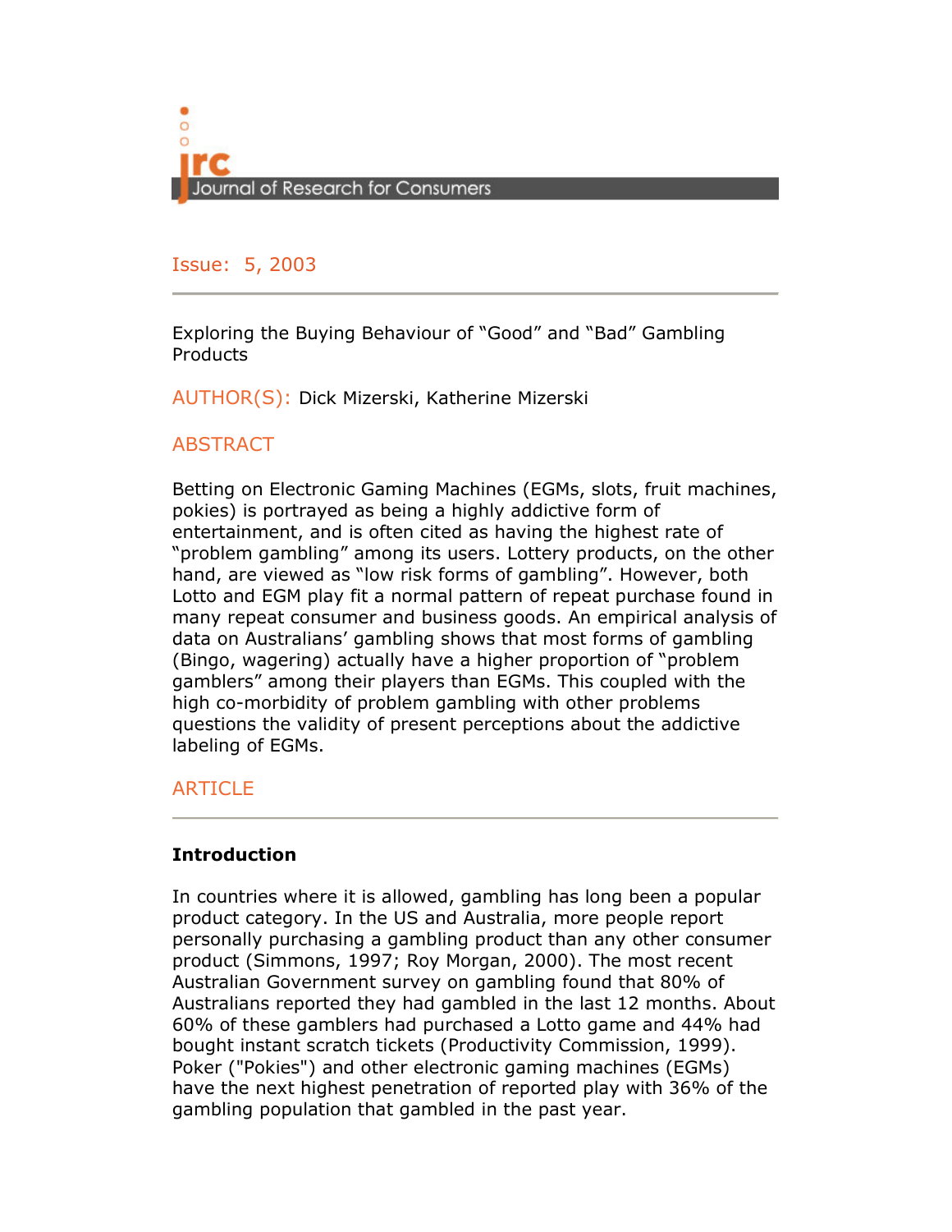jrc
Journal of Research for Consumers

Issue: 5, 2003

Exploring the Buying Behaviour of “Good” and “Bad” Gambling Products

AUTHOR(S): Dick Mizerski, Katherine Mizerski

## ABSTRACT

Betting on Electronic Gaming Machines (EGMs, slots, fruit machines, pokies) is portrayed as being a highly addictive form of entertainment, and is often cited as having the highest rate of “problem gambling” among its users. Lottery products, on the other hand, are viewed as “low risk forms of gambling”. However, both Lotto and EGM play fit a normal pattern of repeat purchase found in many repeat consumer and business goods. An empirical analysis of data on Australians’ gambling shows that most forms of gambling (Bingo, wagering) actually have a higher proportion of “problem gamblers” among their players than EGMs. This coupled with the high co-morbidity of problem gambling with other problems questions the validity of present perceptions about the addictive labeling of EGMs.

## ARTICLE

### Introduction

In countries where it is allowed, gambling has long been a popular product category. In the US and Australia, more people report personally purchasing a gambling product than any other consumer product (Simmons, 1997; Roy Morgan, 2000). The most recent Australian Government survey on gambling found that 80% of Australians reported they had gambled in the last 12 months. About 60% of these gamblers had purchased a Lotto game and 44% had bought instant scratch tickets (Productivity Commission, 1999). Poker ("Pokies") and other electronic gaming machines (EGMs) have the next highest penetration of reported play with 36% of the gambling population that gambled in the past year.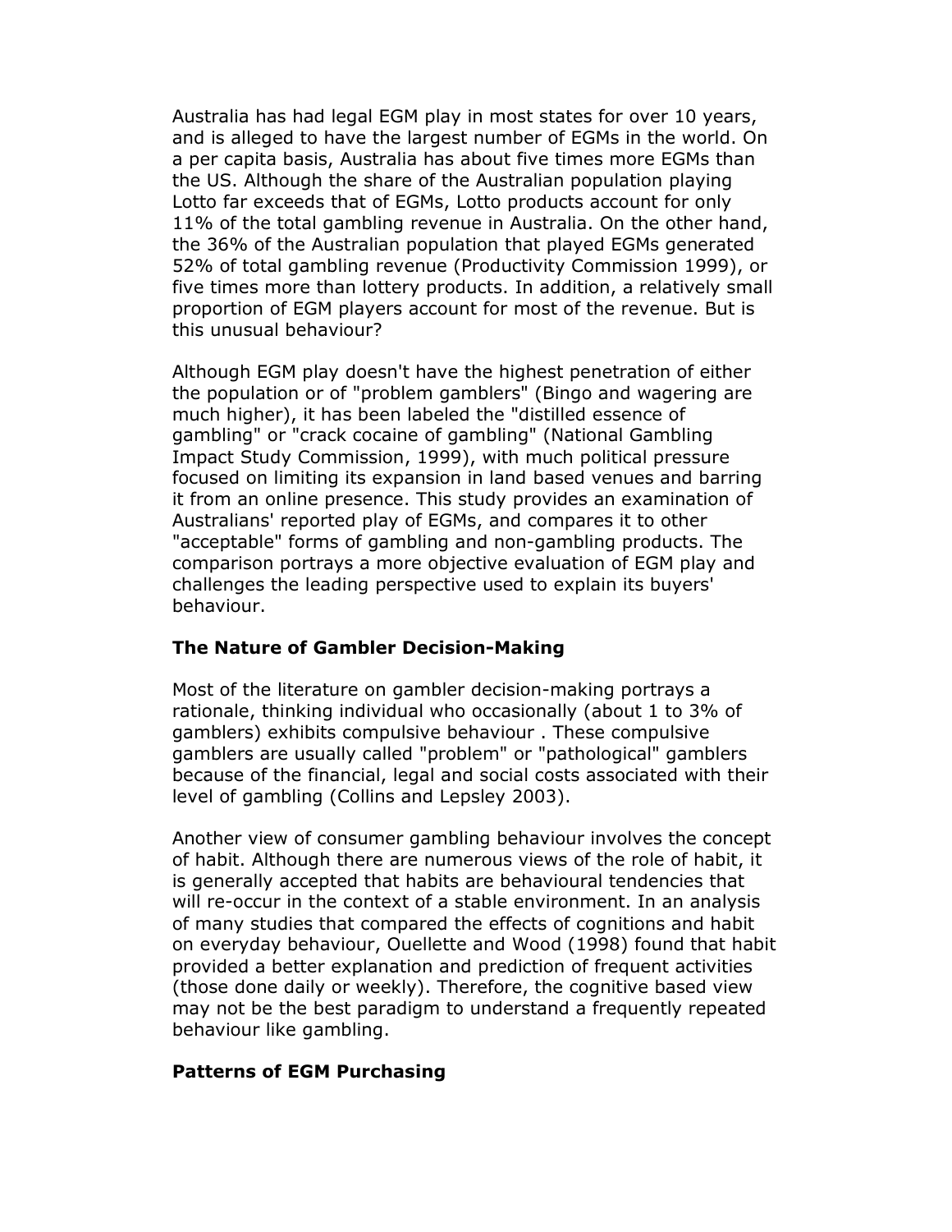Australia has had legal EGM play in most states for over 10 years, and is alleged to have the largest number of EGMs in the world. On a per capita basis, Australia has about five times more EGMs than the US. Although the share of the Australian population playing Lotto far exceeds that of EGMs, Lotto products account for only 11% of the total gambling revenue in Australia. On the other hand, the 36% of the Australian population that played EGMs generated 52% of total gambling revenue (Productivity Commission 1999), or five times more than lottery products. In addition, a relatively small proportion of EGM players account for most of the revenue. But is this unusual behaviour?

Although EGM play doesn't have the highest penetration of either the population or of "problem gamblers" (Bingo and wagering are much higher), it has been labeled the "distilled essence of gambling" or "crack cocaine of gambling" (National Gambling Impact Study Commission, 1999), with much political pressure focused on limiting its expansion in land based venues and barring it from an online presence. This study provides an examination of Australians' reported play of EGMs, and compares it to other "acceptable" forms of gambling and non-gambling products. The comparison portrays a more objective evaluation of EGM play and challenges the leading perspective used to explain its buyers' behaviour.

### The Nature of Gambler Decision-Making

Most of the literature on gambler decision-making portrays a rationale, thinking individual who occasionally (about 1 to 3% of gamblers) exhibits compulsive behaviour . These compulsive gamblers are usually called "problem" or "pathological" gamblers because of the financial, legal and social costs associated with their level of gambling (Collins and Lepsley 2003).

Another view of consumer gambling behaviour involves the concept of habit. Although there are numerous views of the role of habit, it is generally accepted that habits are behavioural tendencies that will re-occur in the context of a stable environment. In an analysis of many studies that compared the effects of cognitions and habit on everyday behaviour, Ouellette and Wood (1998) found that habit provided a better explanation and prediction of frequent activities (those done daily or weekly). Therefore, the cognitive based view may not be the best paradigm to understand a frequently repeated behaviour like gambling.

### Patterns of EGM Purchasing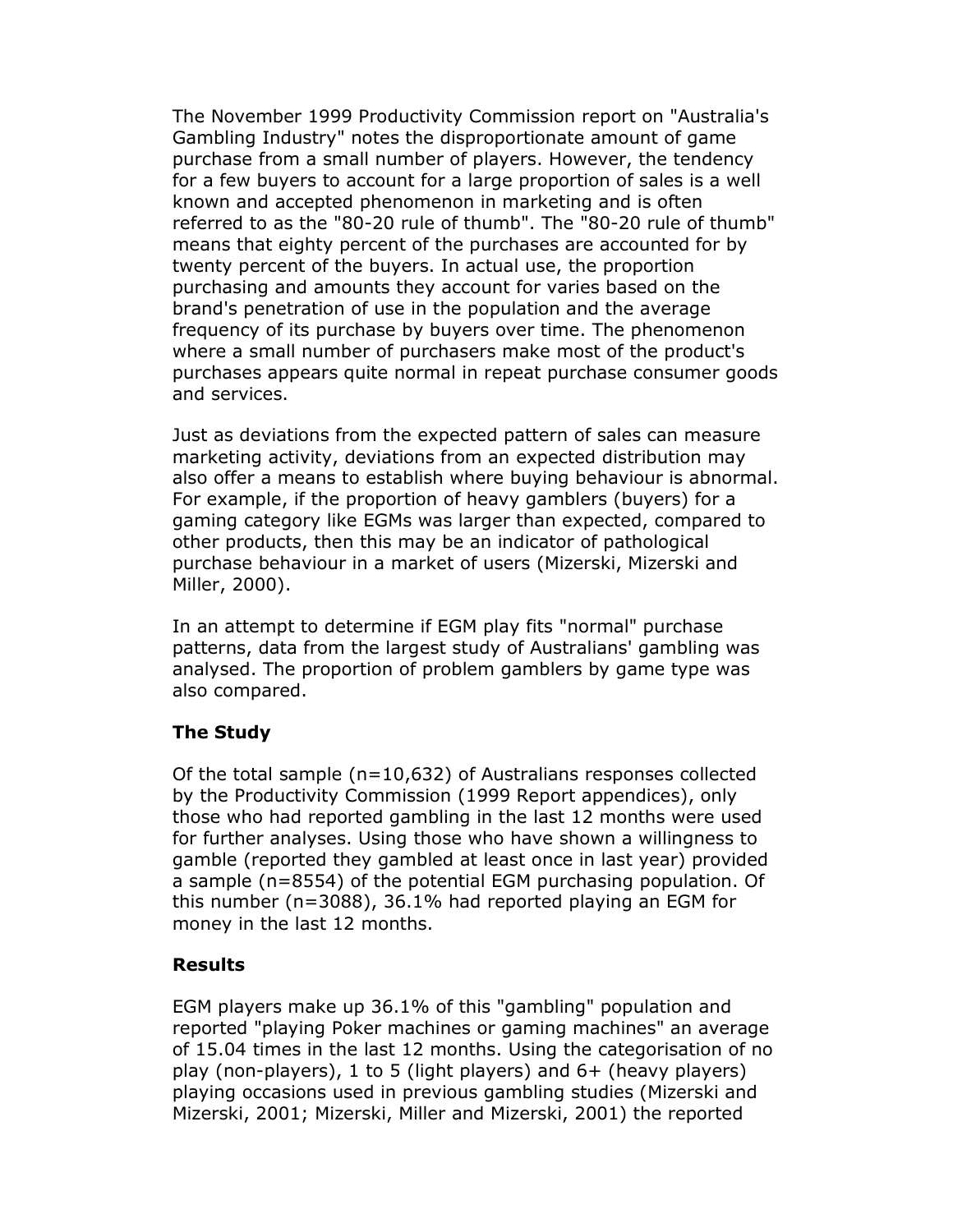The November 1999 Productivity Commission report on "Australia's Gambling Industry" notes the disproportionate amount of game purchase from a small number of players. However, the tendency for a few buyers to account for a large proportion of sales is a well known and accepted phenomenon in marketing and is often referred to as the "80-20 rule of thumb". The "80-20 rule of thumb" means that eighty percent of the purchases are accounted for by twenty percent of the buyers. In actual use, the proportion purchasing and amounts they account for varies based on the brand's penetration of use in the population and the average frequency of its purchase by buyers over time. The phenomenon where a small number of purchasers make most of the product's purchases appears quite normal in repeat purchase consumer goods and services.

Just as deviations from the expected pattern of sales can measure marketing activity, deviations from an expected distribution may also offer a means to establish where buying behaviour is abnormal. For example, if the proportion of heavy gamblers (buyers) for a gaming category like EGMs was larger than expected, compared to other products, then this may be an indicator of pathological purchase behaviour in a market of users (Mizerski, Mizerski and Miller, 2000).

In an attempt to determine if EGM play fits "normal" purchase patterns, data from the largest study of Australians' gambling was analysed. The proportion of problem gamblers by game type was also compared.

**The Study**

Of the total sample (n=10,632) of Australians responses collected by the Productivity Commission (1999 Report appendices), only those who had reported gambling in the last 12 months were used for further analyses. Using those who have shown a willingness to gamble (reported they gambled at least once in last year) provided a sample (n=8554) of the potential EGM purchasing population. Of this number (n=3088), 36.1% had reported playing an EGM for money in the last 12 months.

**Results**

EGM players make up 36.1% of this "gambling" population and reported "playing Poker machines or gaming machines" an average of 15.04 times in the last 12 months. Using the categorisation of no play (non-players), 1 to 5 (light players) and 6+ (heavy players) playing occasions used in previous gambling studies (Mizerski and Mizerski, 2001; Mizerski, Miller and Mizerski, 2001) the reported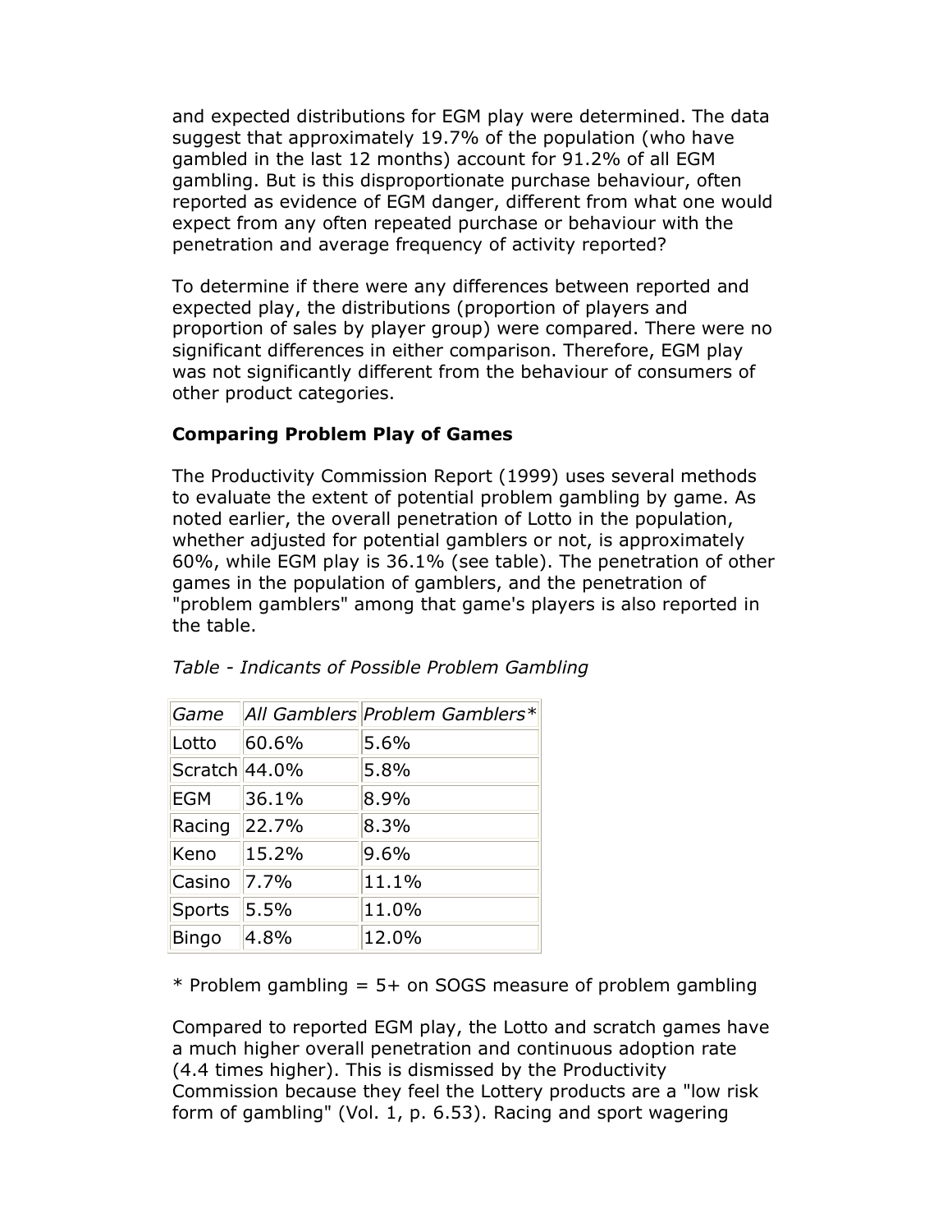and expected distributions for EGM play were determined. The data suggest that approximately 19.7% of the population (who have gambled in the last 12 months) account for 91.2% of all EGM gambling. But is this disproportionate purchase behaviour, often reported as evidence of EGM danger, different from what one would expect from any often repeated purchase or behaviour with the penetration and average frequency of activity reported?

To determine if there were any differences between reported and expected play, the distributions (proportion of players and proportion of sales by player group) were compared. There were no significant differences in either comparison. Therefore, EGM play was not significantly different from the behaviour of consumers of other product categories.

**Comparing Problem Play of Games**

The Productivity Commission Report (1999) uses several methods to evaluate the extent of potential problem gambling by game. As noted earlier, the overall penetration of Lotto in the population, whether adjusted for potential gamblers or not, is approximately 60%, while EGM play is 36.1% (see table). The penetration of other games in the population of gamblers, and the penetration of "problem gamblers" among that game's players is also reported in the table.

*Table - Indicants of Possible Problem Gambling*

| *Game* | *All Gamblers* | *Problem Gamblers** |
|---|---|---|
| Lotto | 60.6% | 5.6% |
| Scratch | 44.0% | 5.8% |
| EGM | 36.1% | 8.9% |
| Racing | 22.7% | 8.3% |
| Keno | 15.2% | 9.6% |
| Casino | 7.7% | 11.1% |
| Sports | 5.5% | 11.0% |
| Bingo | 4.8% | 12.0% |

* Problem gambling = 5+ on SOGS measure of problem gambling

Compared to reported EGM play, the Lotto and scratch games have a much higher overall penetration and continuous adoption rate (4.4 times higher). This is dismissed by the Productivity Commission because they feel the Lottery products are a "low risk form of gambling" (Vol. 1, p. 6.53). Racing and sport wagering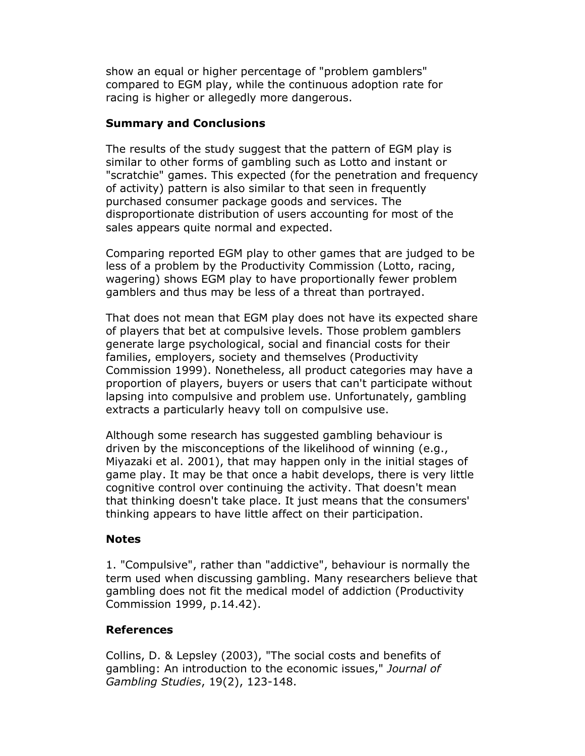show an equal or higher percentage of "problem gamblers" compared to EGM play, while the continuous adoption rate for racing is higher or allegedly more dangerous.

### Summary and Conclusions

The results of the study suggest that the pattern of EGM play is similar to other forms of gambling such as Lotto and instant or "scratchie" games. This expected (for the penetration and frequency of activity) pattern is also similar to that seen in frequently purchased consumer package goods and services. The disproportionate distribution of users accounting for most of the sales appears quite normal and expected.

Comparing reported EGM play to other games that are judged to be less of a problem by the Productivity Commission (Lotto, racing, wagering) shows EGM play to have proportionally fewer problem gamblers and thus may be less of a threat than portrayed.

That does not mean that EGM play does not have its expected share of players that bet at compulsive levels. Those problem gamblers generate large psychological, social and financial costs for their families, employers, society and themselves (Productivity Commission 1999). Nonetheless, all product categories may have a proportion of players, buyers or users that can't participate without lapsing into compulsive and problem use. Unfortunately, gambling extracts a particularly heavy toll on compulsive use.

Although some research has suggested gambling behaviour is driven by the misconceptions of the likelihood of winning (e.g., Miyazaki et al. 2001), that may happen only in the initial stages of game play. It may be that once a habit develops, there is very little cognitive control over continuing the activity. That doesn't mean that thinking doesn't take place. It just means that the consumers' thinking appears to have little affect on their participation.

### Notes

1. "Compulsive", rather than "addictive", behaviour is normally the term used when discussing gambling. Many researchers believe that gambling does not fit the medical model of addiction (Productivity Commission 1999, p.14.42).

### References

Collins, D. & Lepsley (2003), "The social costs and benefits of gambling: An introduction to the economic issues," *Journal of Gambling Studies*, 19(2), 123-148.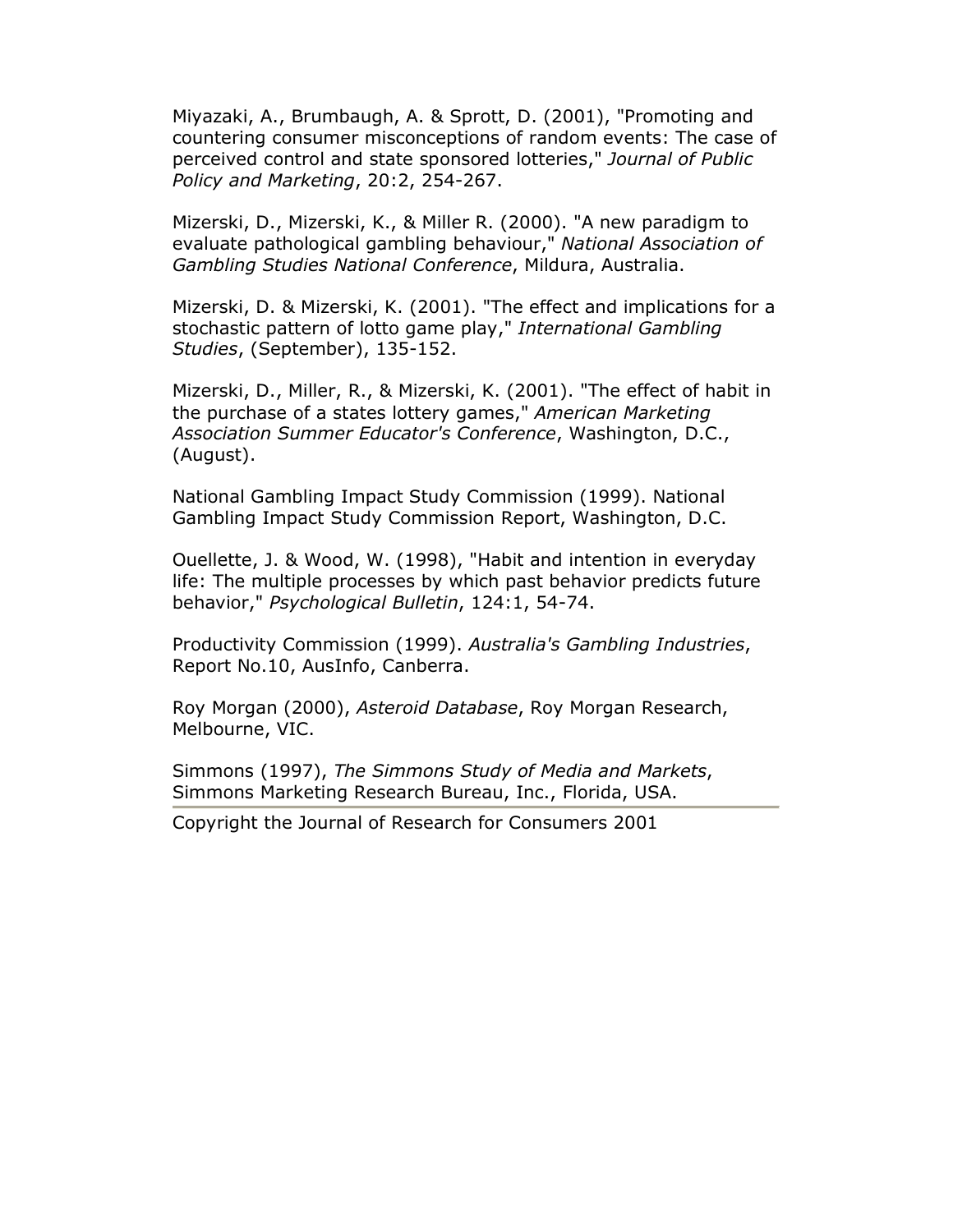Miyazaki, A., Brumbaugh, A. & Sprott, D. (2001), "Promoting and countering consumer misconceptions of random events: The case of perceived control and state sponsored lotteries," *Journal of Public Policy and Marketing*, 20:2, 254-267.

Mizerski, D., Mizerski, K., & Miller R. (2000). "A new paradigm to evaluate pathological gambling behaviour," *National Association of Gambling Studies National Conference*, Mildura, Australia.

Mizerski, D. & Mizerski, K. (2001). "The effect and implications for a stochastic pattern of lotto game play," *International Gambling Studies*, (September), 135-152.

Mizerski, D., Miller, R., & Mizerski, K. (2001). "The effect of habit in the purchase of a states lottery games," *American Marketing Association Summer Educator's Conference*, Washington, D.C., (August).

National Gambling Impact Study Commission (1999). National Gambling Impact Study Commission Report, Washington, D.C.

Ouellette, J. & Wood, W. (1998), "Habit and intention in everyday life: The multiple processes by which past behavior predicts future behavior," *Psychological Bulletin*, 124:1, 54-74.

Productivity Commission (1999). *Australia's Gambling Industries*, Report No.10, AusInfo, Canberra.

Roy Morgan (2000), *Asteroid Database*, Roy Morgan Research, Melbourne, VIC.

Simmons (1997), *The Simmons Study of Media and Markets*, Simmons Marketing Research Bureau, Inc., Florida, USA.

---

Copyright the Journal of Research for Consumers 2001